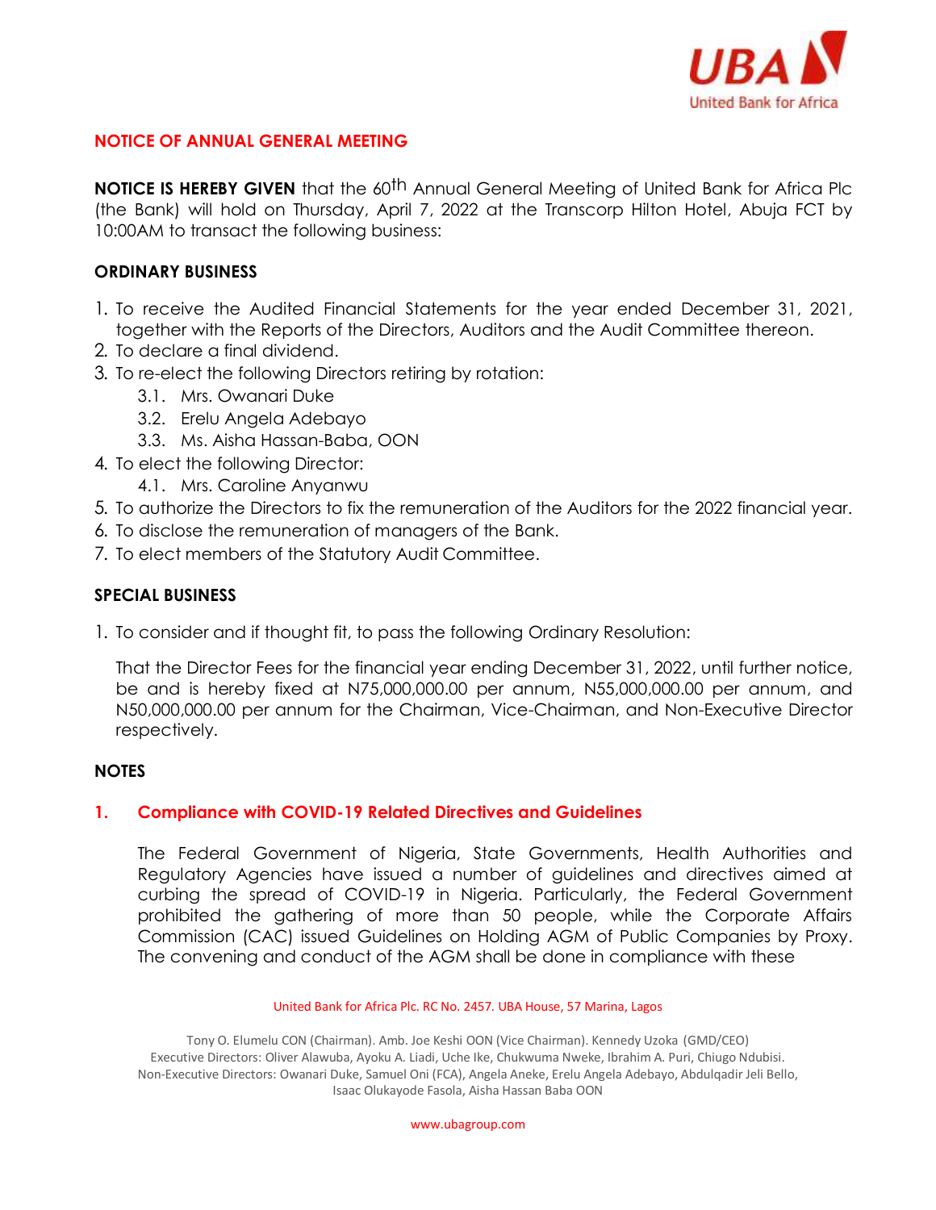## NOTICE OF ANNUAL GENERAL MEETING

**NOTICE IS HEREBY GIVEN** that the 60th Annual General Meeting of United Bank for Africa Plc (the Bank) will hold on Thursday, April 7, 2022 at the Transcorp Hilton Hotel, Abuja FCT by 10:00AM to transact the following business:

### ORDINARY BUSINESS

1. To receive the Audited Financial Statements for the year ended December 31, 2021, together with the Reports of the Directors, Auditors and the Audit Committee thereon.
2. To declare a final dividend.
3. To re-elect the following Directors retiring by rotation:
    - 3.1. Mrs. Owanari Duke
    - 3.2. Erelu Angela Adebayo
    - 3.3. Ms. Aisha Hassan-Baba, OON
4. To elect the following Director:
    - 4.1. Mrs. Caroline Anyanwu
5. To authorize the Directors to fix the remuneration of the Auditors for the 2022 financial year.
6. To disclose the remuneration of managers of the Bank.
7. To elect members of the Statutory Audit Committee.

### SPECIAL BUSINESS

1. To consider and if thought fit, to pass the following Ordinary Resolution:

   That the Director Fees for the financial year ending December 31, 2022, until further notice, be and is hereby fixed at N75,000,000.00 per annum, N55,000,000.00 per annum, and N50,000,000.00 per annum for the Chairman, Vice-Chairman, and Non-Executive Director respectively.

### NOTES

#### 1. Compliance with COVID-19 Related Directives and Guidelines

The Federal Government of Nigeria, State Governments, Health Authorities and Regulatory Agencies have issued a number of guidelines and directives aimed at curbing the spread of COVID-19 in Nigeria. Particularly, the Federal Government prohibited the gathering of more than 50 people, while the Corporate Affairs Commission (CAC) issued Guidelines on Holding AGM of Public Companies by Proxy. The convening and conduct of the AGM shall be done in compliance with these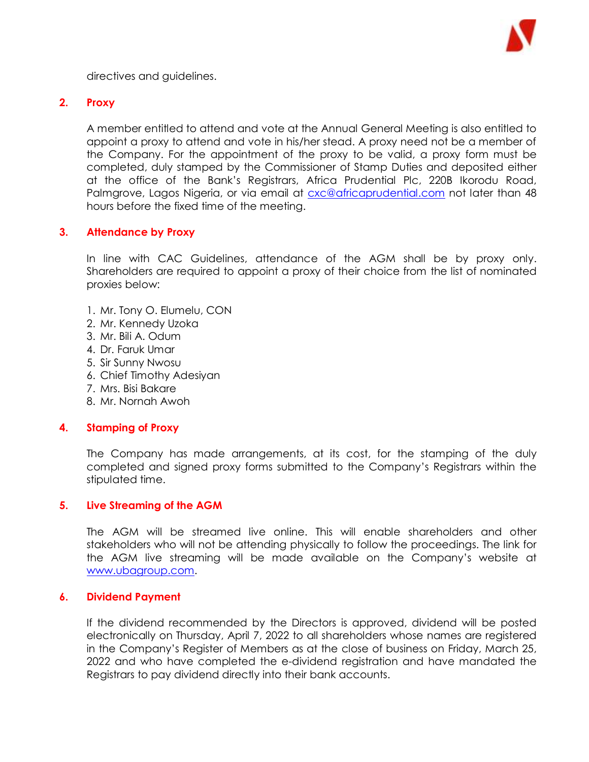directives and guidelines.

## 2. Proxy

A member entitled to attend and vote at the Annual General Meeting is also entitled to appoint a proxy to attend and vote in his/her stead. A proxy need not be a member of the Company. For the appointment of the proxy to be valid, a proxy form must be completed, duly stamped by the Commissioner of Stamp Duties and deposited either at the office of the Bank's Registrars, Africa Prudential Plc, 220B Ikorodu Road, Palmgrove, Lagos Nigeria, or via email at cxc@africaprudential.com not later than 48 hours before the fixed time of the meeting.

## 3. Attendance by Proxy

In line with CAC Guidelines, attendance of the AGM shall be by proxy only. Shareholders are required to appoint a proxy of their choice from the list of nominated proxies below:

1. Mr. Tony O. Elumelu, CON
2. Mr. Kennedy Uzoka
3. Mr. Bili A. Odum
4. Dr. Faruk Umar
5. Sir Sunny Nwosu
6. Chief Timothy Adesiyan
7. Mrs. Bisi Bakare
8. Mr. Nornah Awoh

## 4. Stamping of Proxy

The Company has made arrangements, at its cost, for the stamping of the duly completed and signed proxy forms submitted to the Company's Registrars within the stipulated time.

## 5. Live Streaming of the AGM

The AGM will be streamed live online. This will enable shareholders and other stakeholders who will not be attending physically to follow the proceedings. The link for the AGM live streaming will be made available on the Company's website at www.ubagroup.com.

## 6. Dividend Payment

If the dividend recommended by the Directors is approved, dividend will be posted electronically on Thursday, April 7, 2022 to all shareholders whose names are registered in the Company's Register of Members as at the close of business on Friday, March 25, 2022 and who have completed the e-dividend registration and have mandated the Registrars to pay dividend directly into their bank accounts.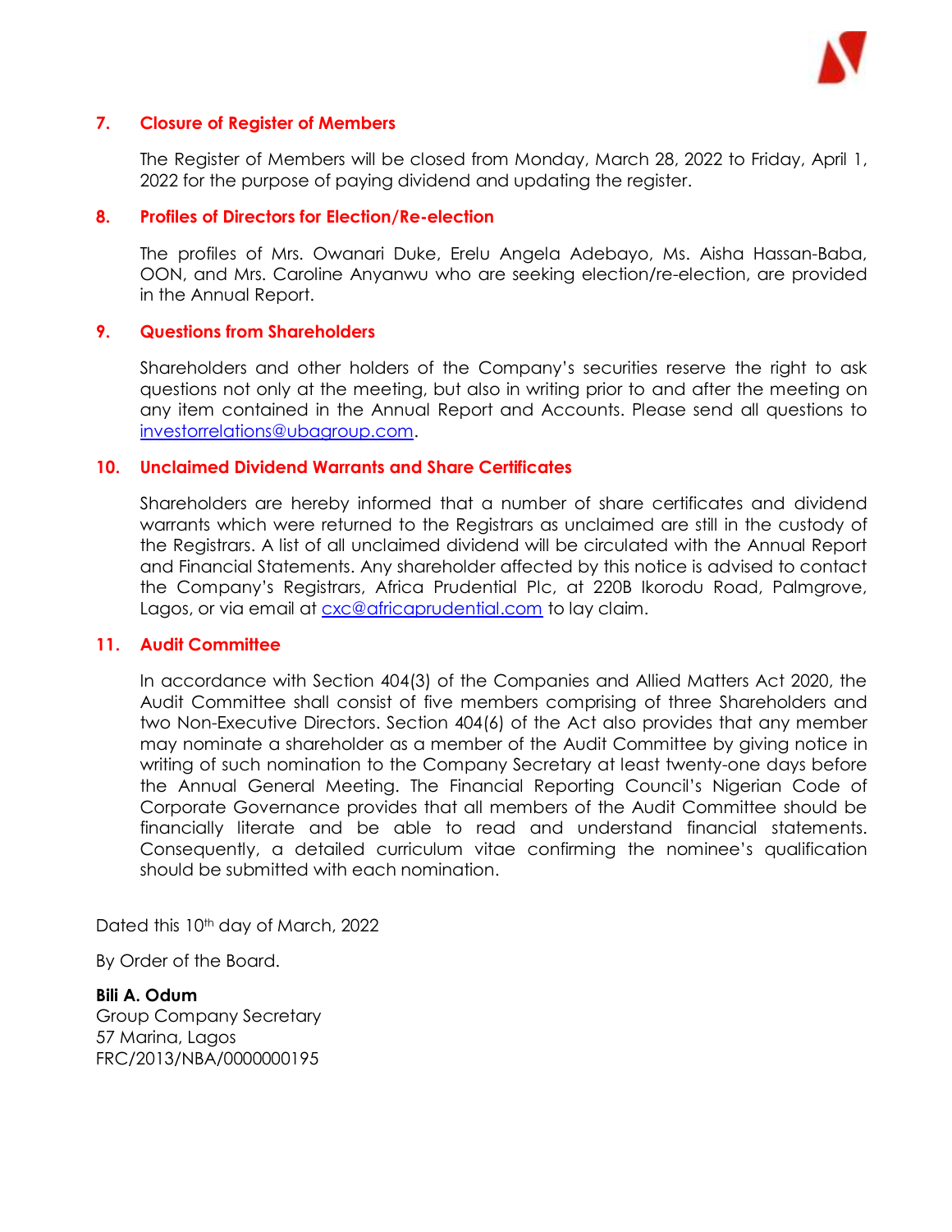## 7. Closure of Register of Members

The Register of Members will be closed from Monday, March 28, 2022 to Friday, April 1, 2022 for the purpose of paying dividend and updating the register.

## 8. Profiles of Directors for Election/Re-election

The profiles of Mrs. Owanari Duke, Erelu Angela Adebayo, Ms. Aisha Hassan-Baba, OON, and Mrs. Caroline Anyanwu who are seeking election/re-election, are provided in the Annual Report.

## 9. Questions from Shareholders

Shareholders and other holders of the Company's securities reserve the right to ask questions not only at the meeting, but also in writing prior to and after the meeting on any item contained in the Annual Report and Accounts. Please send all questions to investorrelations@ubagroup.com.

## 10. Unclaimed Dividend Warrants and Share Certificates

Shareholders are hereby informed that a number of share certificates and dividend warrants which were returned to the Registrars as unclaimed are still in the custody of the Registrars. A list of all unclaimed dividend will be circulated with the Annual Report and Financial Statements. Any shareholder affected by this notice is advised to contact the Company's Registrars, Africa Prudential Plc, at 220B Ikorodu Road, Palmgrove, Lagos, or via email at cxc@africaprudential.com to lay claim.

## 11. Audit Committee

In accordance with Section 404(3) of the Companies and Allied Matters Act 2020, the Audit Committee shall consist of five members comprising of three Shareholders and two Non-Executive Directors. Section 404(6) of the Act also provides that any member may nominate a shareholder as a member of the Audit Committee by giving notice in writing of such nomination to the Company Secretary at least twenty-one days before the Annual General Meeting. The Financial Reporting Council's Nigerian Code of Corporate Governance provides that all members of the Audit Committee should be financially literate and be able to read and understand financial statements. Consequently, a detailed curriculum vitae confirming the nominee's qualification should be submitted with each nomination.

Dated this 10th day of March, 2022

By Order of the Board.

**Bili A. Odum**
Group Company Secretary
57 Marina, Lagos
FRC/2013/NBA/0000000195